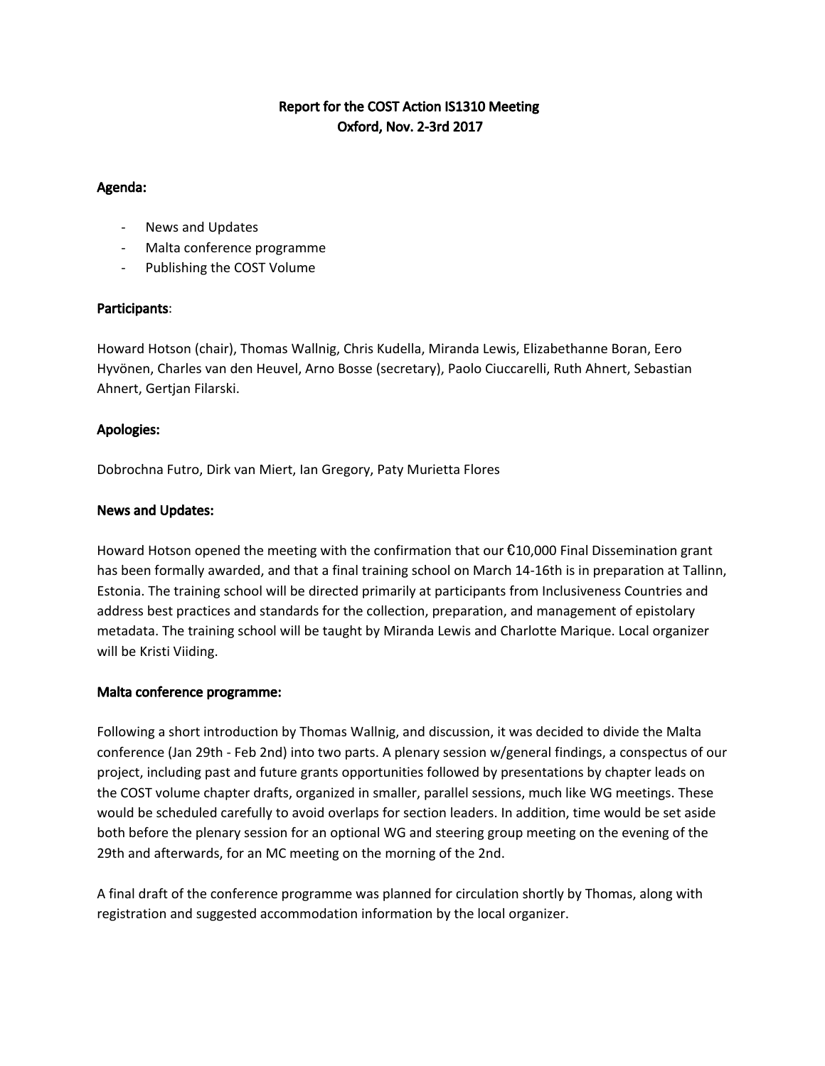# Report for the COST Action IS1310 Meeting
# Oxford, Nov. 2-3rd 2017

**Agenda:**

- News and Updates
- Malta conference programme
- Publishing the COST Volume

**Participants**:

Howard Hotson (chair), Thomas Wallnig, Chris Kudella, Miranda Lewis, Elizabethanne Boran, Eero Hyvönen, Charles van den Heuvel, Arno Bosse (secretary), Paolo Ciuccarelli, Ruth Ahnert, Sebastian Ahnert, Gertjan Filarski.

**Apologies:**

Dobrochna Futro, Dirk van Miert, Ian Gregory, Paty Murietta Flores

**News and Updates:**

Howard Hotson opened the meeting with the confirmation that our €10,000 Final Dissemination grant has been formally awarded, and that a final training school on March 14-16th is in preparation at Tallinn, Estonia. The training school will be directed primarily at participants from Inclusiveness Countries and address best practices and standards for the collection, preparation, and management of epistolary metadata. The training school will be taught by Miranda Lewis and Charlotte Marique. Local organizer will be Kristi Viiding.

**Malta conference programme:**

Following a short introduction by Thomas Wallnig, and discussion, it was decided to divide the Malta conference (Jan 29th - Feb 2nd) into two parts. A plenary session w/general findings, a conspectus of our project, including past and future grants opportunities followed by presentations by chapter leads on the COST volume chapter drafts, organized in smaller, parallel sessions, much like WG meetings. These would be scheduled carefully to avoid overlaps for section leaders. In addition, time would be set aside both before the plenary session for an optional WG and steering group meeting on the evening of the 29th and afterwards, for an MC meeting on the morning of the 2nd.

A final draft of the conference programme was planned for circulation shortly by Thomas, along with registration and suggested accommodation information by the local organizer.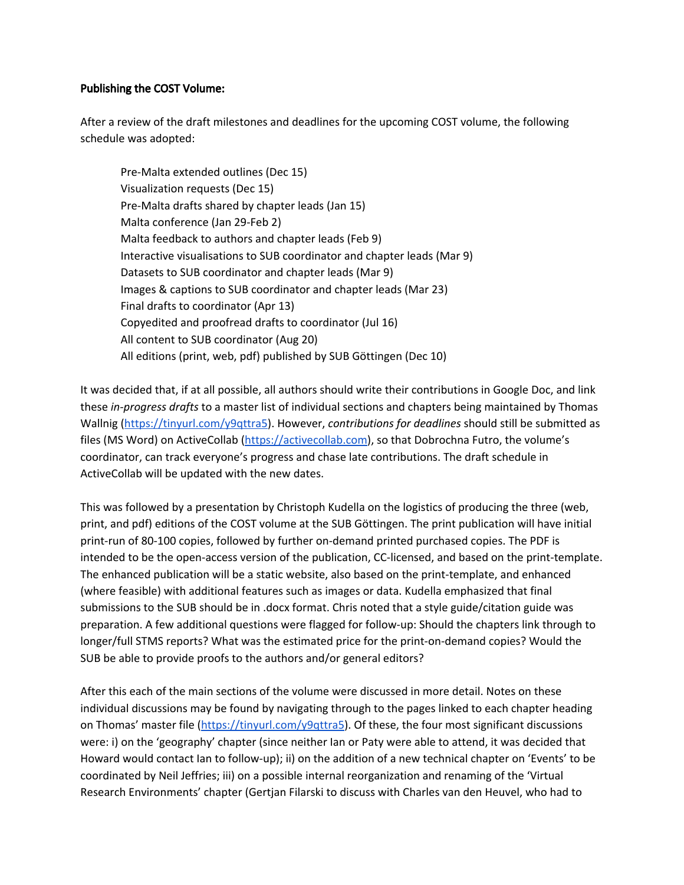**Publishing the COST Volume:**

After a review of the draft milestones and deadlines for the upcoming COST volume, the following schedule was adopted:

> Pre-Malta extended outlines (Dec 15)
> Visualization requests (Dec 15)
> Pre-Malta drafts shared by chapter leads (Jan 15)
> Malta conference (Jan 29-Feb 2)
> Malta feedback to authors and chapter leads (Feb 9)
> Interactive visualisations to SUB coordinator and chapter leads (Mar 9)
> Datasets to SUB coordinator and chapter leads (Mar 9)
> Images & captions to SUB coordinator and chapter leads (Mar 23)
> Final drafts to coordinator (Apr 13)
> Copyedited and proofread drafts to coordinator (Jul 16)
> All content to SUB coordinator (Aug 20)
> All editions (print, web, pdf) published by SUB Göttingen (Dec 10)

It was decided that, if at all possible, all authors should write their contributions in Google Doc, and link these *in-progress drafts* to a master list of individual sections and chapters being maintained by Thomas Wallnig (https://tinyurl.com/y9qttra5). However, *contributions for deadlines* should still be submitted as files (MS Word) on ActiveCollab (https://activecollab.com), so that Dobrochna Futro, the volume's coordinator, can track everyone's progress and chase late contributions. The draft schedule in ActiveCollab will be updated with the new dates.

This was followed by a presentation by Christoph Kudella on the logistics of producing the three (web, print, and pdf) editions of the COST volume at the SUB Göttingen. The print publication will have initial print-run of 80-100 copies, followed by further on-demand printed purchased copies. The PDF is intended to be the open-access version of the publication, CC-licensed, and based on the print-template. The enhanced publication will be a static website, also based on the print-template, and enhanced (where feasible) with additional features such as images or data. Kudella emphasized that final submissions to the SUB should be in .docx format. Chris noted that a style guide/citation guide was preparation. A few additional questions were flagged for follow-up: Should the chapters link through to longer/full STMS reports? What was the estimated price for the print-on-demand copies? Would the SUB be able to provide proofs to the authors and/or general editors?

After this each of the main sections of the volume were discussed in more detail. Notes on these individual discussions may be found by navigating through to the pages linked to each chapter heading on Thomas' master file (https://tinyurl.com/y9qttra5). Of these, the four most significant discussions were: i) on the 'geography' chapter (since neither Ian or Paty were able to attend, it was decided that Howard would contact Ian to follow-up); ii) on the addition of a new technical chapter on 'Events' to be coordinated by Neil Jeffries; iii) on a possible internal reorganization and renaming of the 'Virtual Research Environments' chapter (Gertjan Filarski to discuss with Charles van den Heuvel, who had to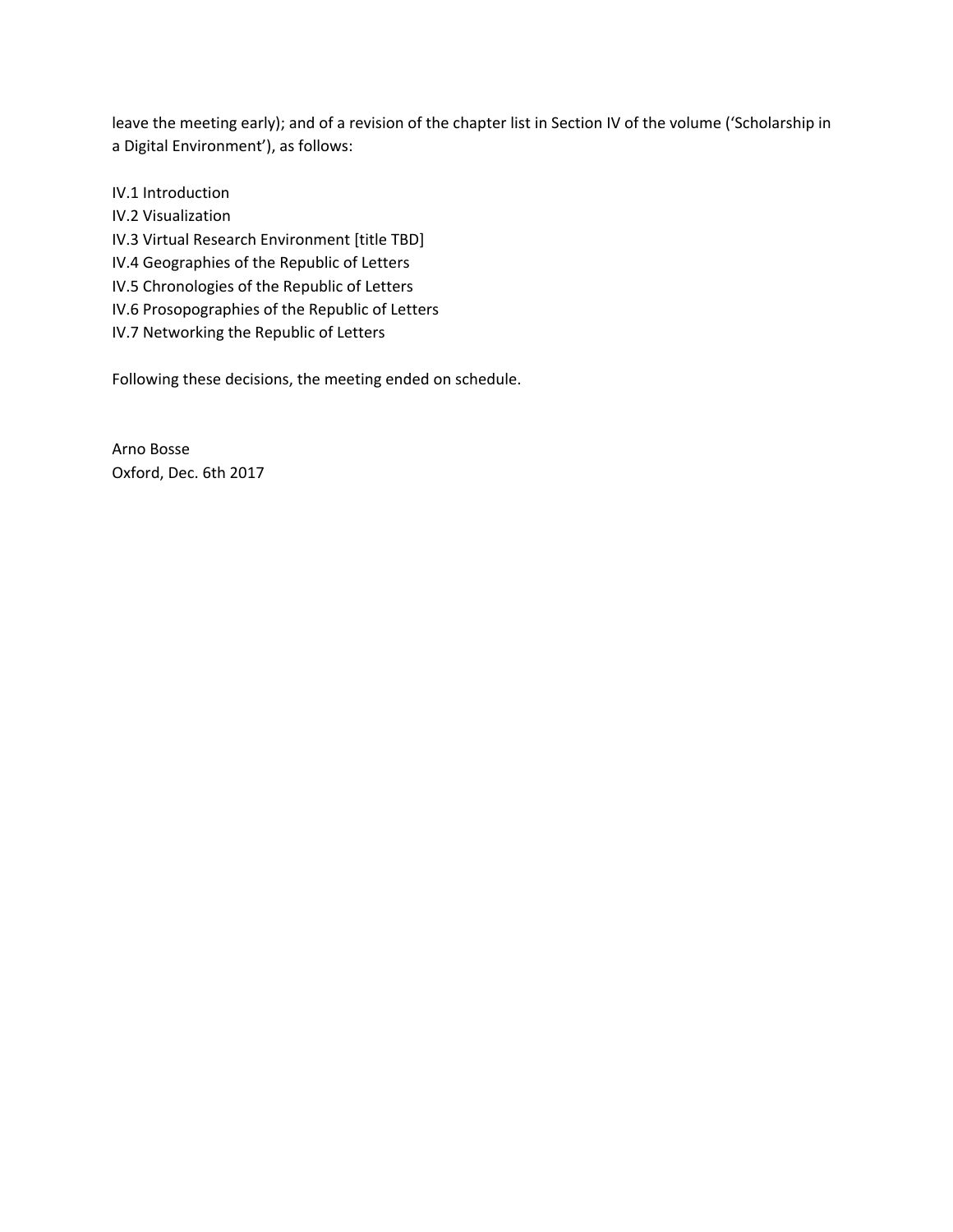leave the meeting early); and of a revision of the chapter list in Section IV of the volume ('Scholarship in a Digital Environment'), as follows:

IV.1 Introduction
IV.2 Visualization
IV.3 Virtual Research Environment [title TBD]
IV.4 Geographies of the Republic of Letters
IV.5 Chronologies of the Republic of Letters
IV.6 Prosopographies of the Republic of Letters
IV.7 Networking the Republic of Letters

Following these decisions, the meeting ended on schedule.

Arno Bosse
Oxford, Dec. 6th 2017